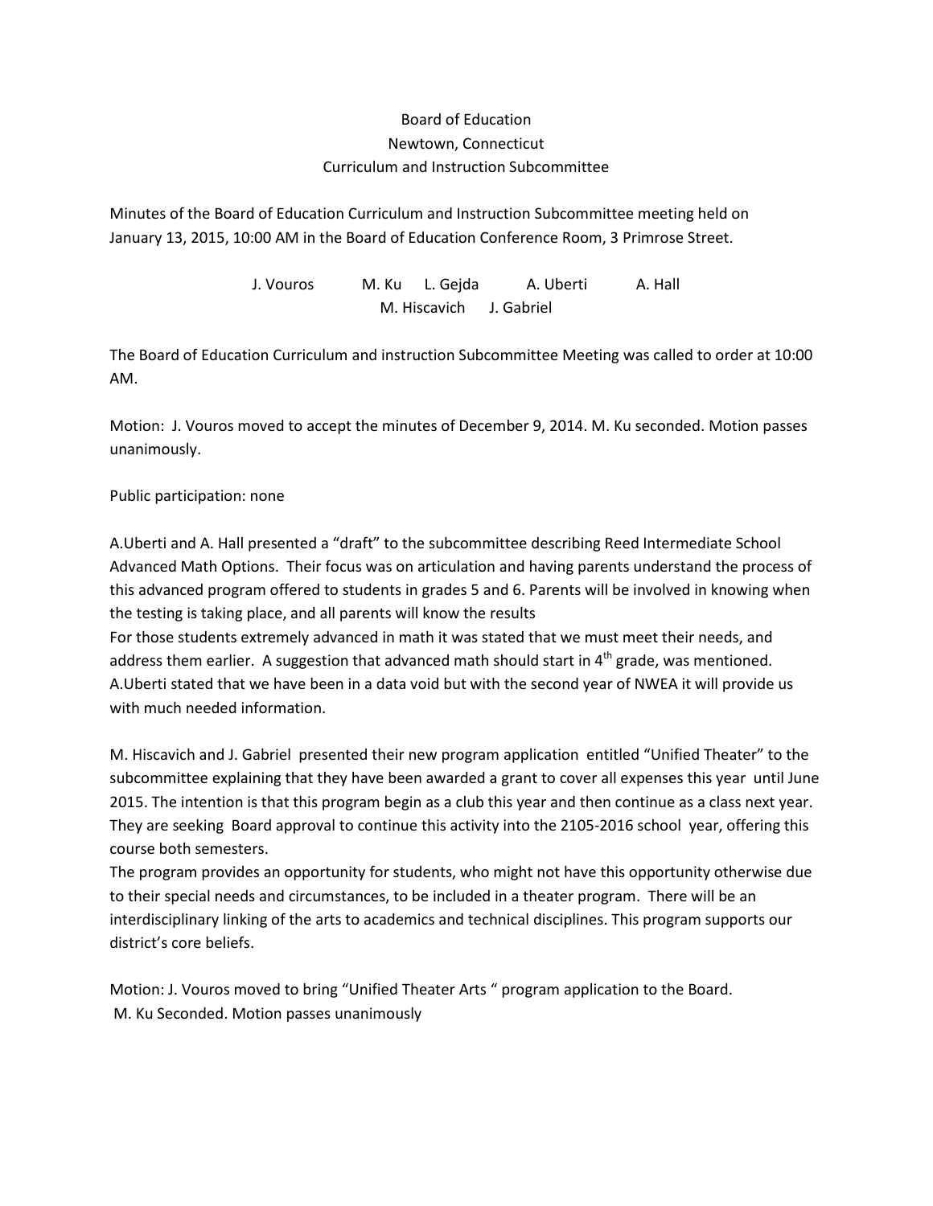Board of Education
Newtown, Connecticut
Curriculum and Instruction Subcommittee

Minutes of the Board of Education Curriculum and Instruction Subcommittee meeting held on January 13, 2015, 10:00 AM in the Board of Education Conference Room, 3 Primrose Street.

J. Vouros M. Ku L. Gejda A. Uberti A. Hall
M. Hiscavich J. Gabriel

The Board of Education Curriculum and instruction Subcommittee Meeting was called to order at 10:00 AM.

Motion: J. Vouros moved to accept the minutes of December 9, 2014. M. Ku seconded. Motion passes unanimously.

Public participation: none

A.Uberti and A. Hall presented a "draft" to the subcommittee describing Reed Intermediate School Advanced Math Options. Their focus was on articulation and having parents understand the process of this advanced program offered to students in grades 5 and 6. Parents will be involved in knowing when the testing is taking place, and all parents will know the results
For those students extremely advanced in math it was stated that we must meet their needs, and address them earlier. A suggestion that advanced math should start in 4th grade, was mentioned. A.Uberti stated that we have been in a data void but with the second year of NWEA it will provide us with much needed information.

M. Hiscavich and J. Gabriel presented their new program application entitled "Unified Theater" to the subcommittee explaining that they have been awarded a grant to cover all expenses this year until June 2015. The intention is that this program begin as a club this year and then continue as a class next year. They are seeking Board approval to continue this activity into the 2105-2016 school year, offering this course both semesters.
The program provides an opportunity for students, who might not have this opportunity otherwise due to their special needs and circumstances, to be included in a theater program. There will be an interdisciplinary linking of the arts to academics and technical disciplines. This program supports our district's core beliefs.

Motion: J. Vouros moved to bring "Unified Theater Arts " program application to the Board.
M. Ku Seconded. Motion passes unanimously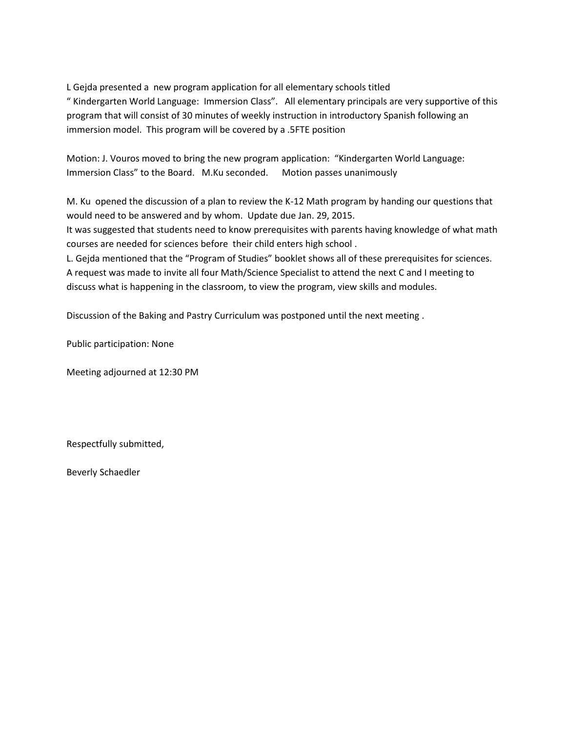L Gejda presented a new program application for all elementary schools titled " Kindergarten World Language: Immersion Class". All elementary principals are very supportive of this program that will consist of 30 minutes of weekly instruction in introductory Spanish following an immersion model. This program will be covered by a .5FTE position

Motion: J. Vouros moved to bring the new program application: "Kindergarten World Language: Immersion Class" to the Board. M.Ku seconded. Motion passes unanimously

M. Ku opened the discussion of a plan to review the K-12 Math program by handing our questions that would need to be answered and by whom. Update due Jan. 29, 2015.
It was suggested that students need to know prerequisites with parents having knowledge of what math courses are needed for sciences before their child enters high school .
L. Gejda mentioned that the "Program of Studies" booklet shows all of these prerequisites for sciences.
A request was made to invite all four Math/Science Specialist to attend the next C and I meeting to discuss what is happening in the classroom, to view the program, view skills and modules.

Discussion of the Baking and Pastry Curriculum was postponed until the next meeting .

Public participation: None

Meeting adjourned at 12:30 PM

Respectfully submitted,

Beverly Schaedler